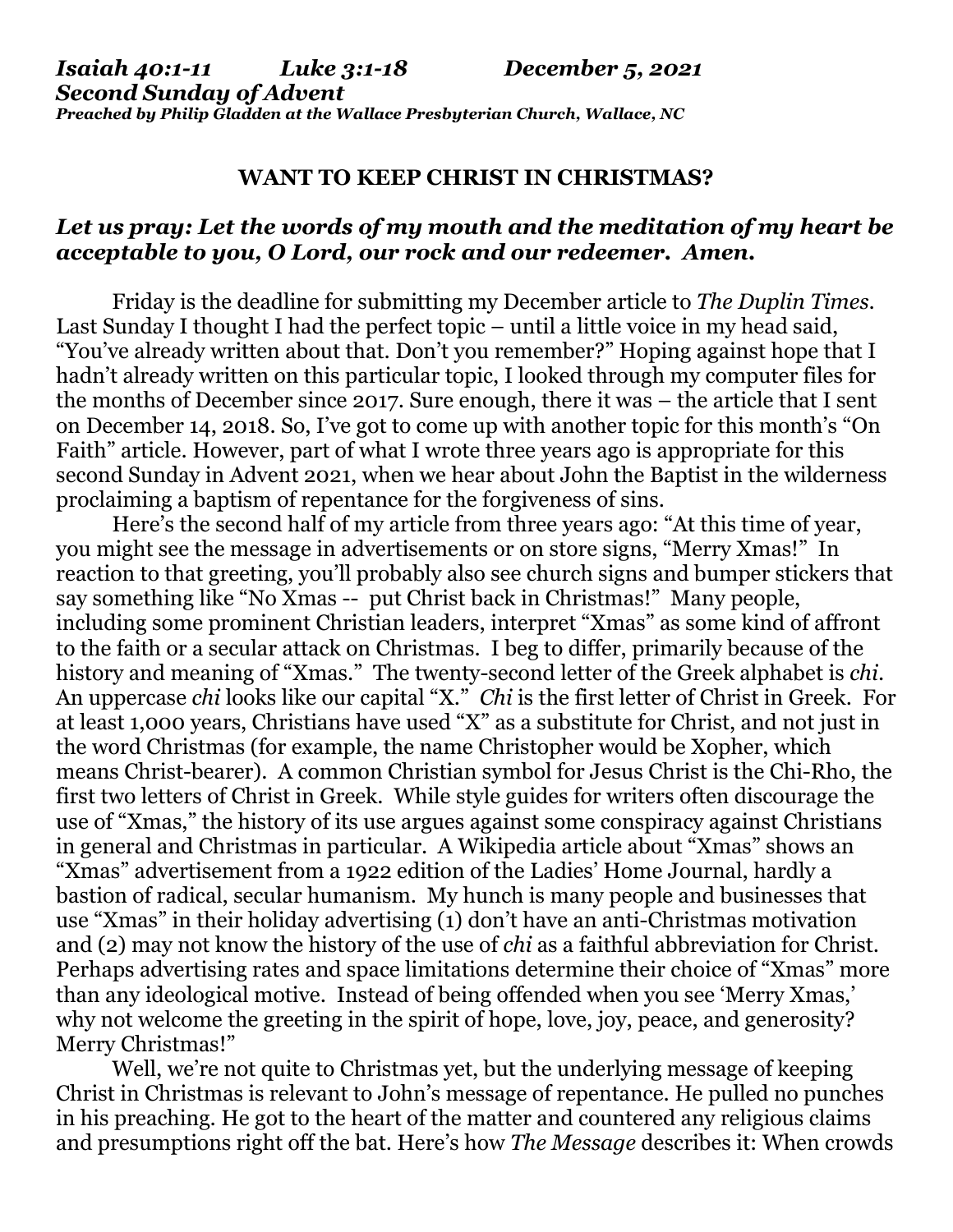***Isaiah 40:1-11 Luke 3:1-18 December 5, 2021***
***Second Sunday of Advent***
***Preached by Philip Gladden at the Wallace Presbyterian Church, Wallace, NC***

**WANT TO KEEP CHRIST IN CHRISTMAS?**

***Let us pray: Let the words of my mouth and the meditation of my heart be acceptable to you, O Lord, our rock and our redeemer. Amen.***

Friday is the deadline for submitting my December article to *The Duplin Times*. Last Sunday I thought I had the perfect topic – until a little voice in my head said, "You've already written about that. Don't you remember?" Hoping against hope that I hadn't already written on this particular topic, I looked through my computer files for the months of December since 2017. Sure enough, there it was – the article that I sent on December 14, 2018. So, I've got to come up with another topic for this month's "On Faith" article. However, part of what I wrote three years ago is appropriate for this second Sunday in Advent 2021, when we hear about John the Baptist in the wilderness proclaiming a baptism of repentance for the forgiveness of sins.

Here's the second half of my article from three years ago: "At this time of year, you might see the message in advertisements or on store signs, "Merry Xmas!" In reaction to that greeting, you'll probably also see church signs and bumper stickers that say something like "No Xmas -- put Christ back in Christmas!" Many people, including some prominent Christian leaders, interpret "Xmas" as some kind of affront to the faith or a secular attack on Christmas. I beg to differ, primarily because of the history and meaning of "Xmas." The twenty-second letter of the Greek alphabet is *chi*. An uppercase *chi* looks like our capital "X." *Chi* is the first letter of Christ in Greek. For at least 1,000 years, Christians have used "X" as a substitute for Christ, and not just in the word Christmas (for example, the name Christopher would be Xopher, which means Christ-bearer). A common Christian symbol for Jesus Christ is the Chi-Rho, the first two letters of Christ in Greek. While style guides for writers often discourage the use of "Xmas," the history of its use argues against some conspiracy against Christians in general and Christmas in particular. A Wikipedia article about "Xmas" shows an "Xmas" advertisement from a 1922 edition of the Ladies' Home Journal, hardly a bastion of radical, secular humanism. My hunch is many people and businesses that use "Xmas" in their holiday advertising (1) don't have an anti-Christmas motivation and (2) may not know the history of the use of *chi* as a faithful abbreviation for Christ. Perhaps advertising rates and space limitations determine their choice of "Xmas" more than any ideological motive. Instead of being offended when you see 'Merry Xmas,' why not welcome the greeting in the spirit of hope, love, joy, peace, and generosity? Merry Christmas!"

Well, we're not quite to Christmas yet, but the underlying message of keeping Christ in Christmas is relevant to John's message of repentance. He pulled no punches in his preaching. He got to the heart of the matter and countered any religious claims and presumptions right off the bat. Here's how *The Message* describes it: When crowds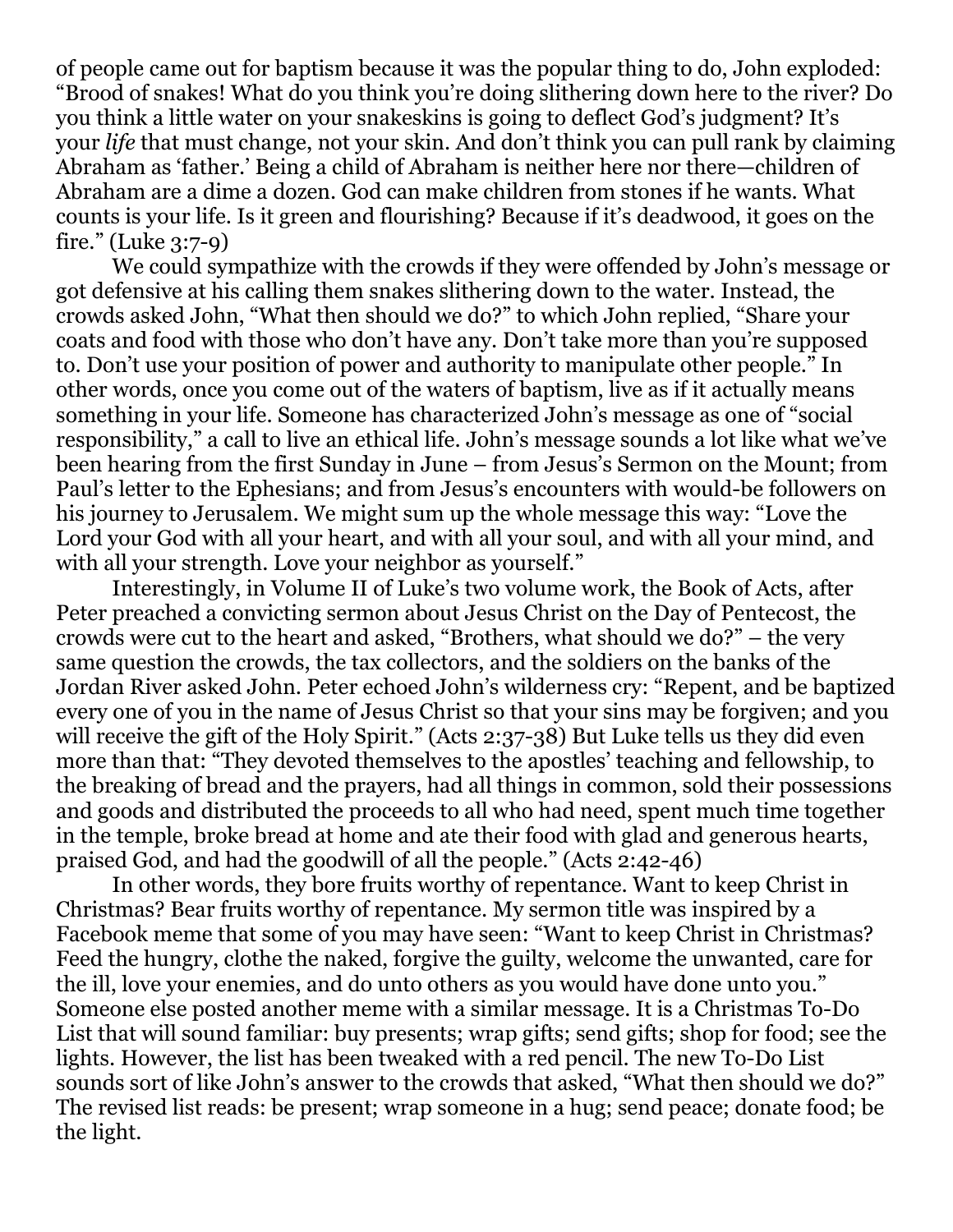of people came out for baptism because it was the popular thing to do, John exploded: "Brood of snakes! What do you think you're doing slithering down here to the river? Do you think a little water on your snakeskins is going to deflect God's judgment? It's your *life* that must change, not your skin. And don't think you can pull rank by claiming Abraham as 'father.' Being a child of Abraham is neither here nor there—children of Abraham are a dime a dozen. God can make children from stones if he wants. What counts is your life. Is it green and flourishing? Because if it's deadwood, it goes on the fire." (Luke 3:7-9)

We could sympathize with the crowds if they were offended by John's message or got defensive at his calling them snakes slithering down to the water. Instead, the crowds asked John, "What then should we do?" to which John replied, "Share your coats and food with those who don't have any. Don't take more than you're supposed to. Don't use your position of power and authority to manipulate other people." In other words, once you come out of the waters of baptism, live as if it actually means something in your life. Someone has characterized John's message as one of "social responsibility," a call to live an ethical life. John's message sounds a lot like what we've been hearing from the first Sunday in June – from Jesus's Sermon on the Mount; from Paul's letter to the Ephesians; and from Jesus's encounters with would-be followers on his journey to Jerusalem. We might sum up the whole message this way: "Love the Lord your God with all your heart, and with all your soul, and with all your mind, and with all your strength. Love your neighbor as yourself."

Interestingly, in Volume II of Luke's two volume work, the Book of Acts, after Peter preached a convicting sermon about Jesus Christ on the Day of Pentecost, the crowds were cut to the heart and asked, "Brothers, what should we do?" – the very same question the crowds, the tax collectors, and the soldiers on the banks of the Jordan River asked John. Peter echoed John's wilderness cry: "Repent, and be baptized every one of you in the name of Jesus Christ so that your sins may be forgiven; and you will receive the gift of the Holy Spirit." (Acts 2:37-38) But Luke tells us they did even more than that: "They devoted themselves to the apostles' teaching and fellowship, to the breaking of bread and the prayers, had all things in common, sold their possessions and goods and distributed the proceeds to all who had need, spent much time together in the temple, broke bread at home and ate their food with glad and generous hearts, praised God, and had the goodwill of all the people." (Acts 2:42-46)

In other words, they bore fruits worthy of repentance. Want to keep Christ in Christmas? Bear fruits worthy of repentance. My sermon title was inspired by a Facebook meme that some of you may have seen: "Want to keep Christ in Christmas? Feed the hungry, clothe the naked, forgive the guilty, welcome the unwanted, care for the ill, love your enemies, and do unto others as you would have done unto you." Someone else posted another meme with a similar message. It is a Christmas To-Do List that will sound familiar: buy presents; wrap gifts; send gifts; shop for food; see the lights. However, the list has been tweaked with a red pencil. The new To-Do List sounds sort of like John's answer to the crowds that asked, "What then should we do?" The revised list reads: be present; wrap someone in a hug; send peace; donate food; be the light.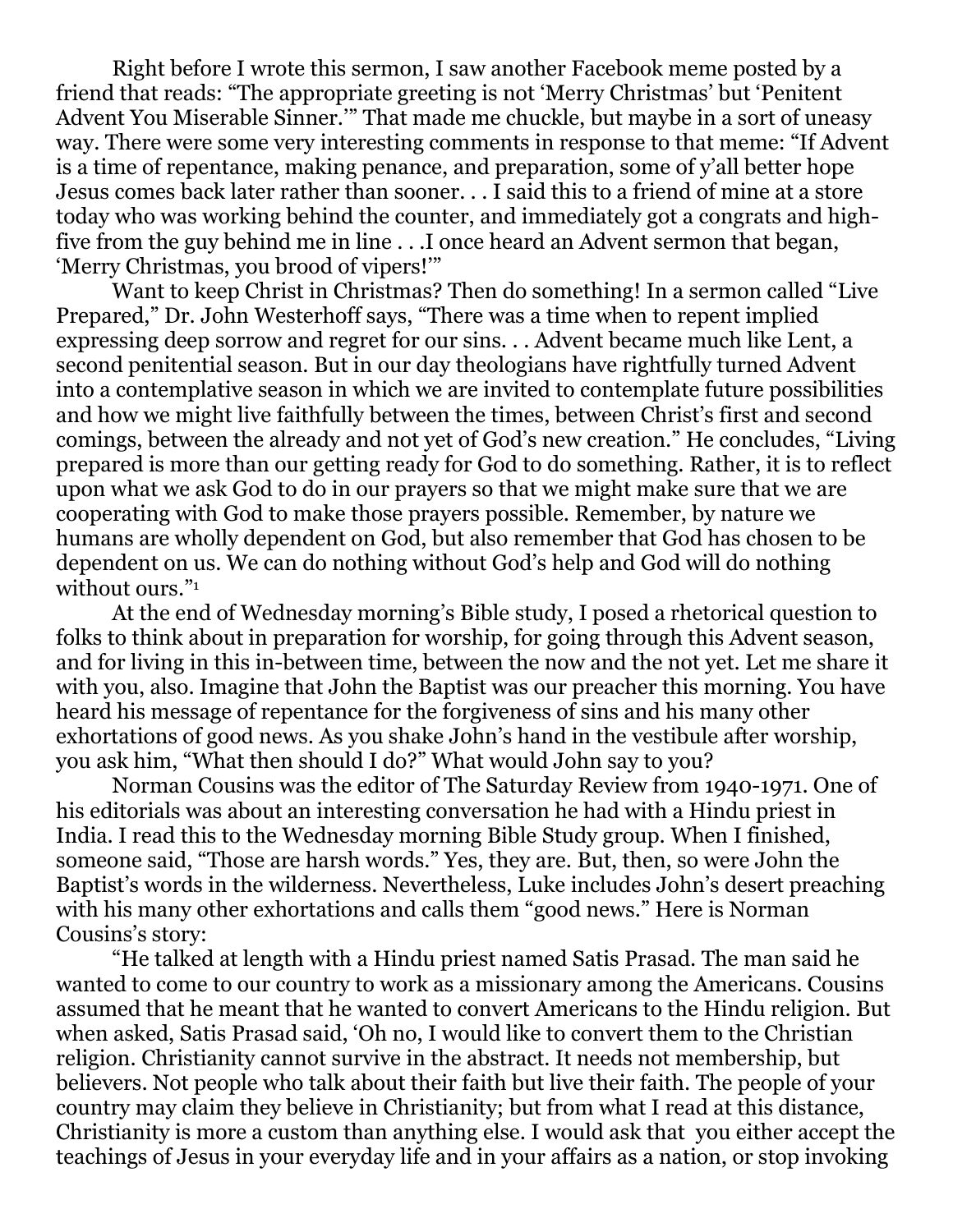Right before I wrote this sermon, I saw another Facebook meme posted by a friend that reads: "The appropriate greeting is not 'Merry Christmas' but 'Penitent Advent You Miserable Sinner.'" That made me chuckle, but maybe in a sort of uneasy way. There were some very interesting comments in response to that meme: "If Advent is a time of repentance, making penance, and preparation, some of y'all better hope Jesus comes back later rather than sooner. . . I said this to a friend of mine at a store today who was working behind the counter, and immediately got a congrats and high-five from the guy behind me in line . . .I once heard an Advent sermon that began, 'Merry Christmas, you brood of vipers!'"

Want to keep Christ in Christmas? Then do something! In a sermon called "Live Prepared," Dr. John Westerhoff says, "There was a time when to repent implied expressing deep sorrow and regret for our sins. . . Advent became much like Lent, a second penitential season. But in our day theologians have rightfully turned Advent into a contemplative season in which we are invited to contemplate future possibilities and how we might live faithfully between the times, between Christ's first and second comings, between the already and not yet of God's new creation." He concludes, "Living prepared is more than our getting ready for God to do something. Rather, it is to reflect upon what we ask God to do in our prayers so that we might make sure that we are cooperating with God to make those prayers possible. Remember, by nature we humans are wholly dependent on God, but also remember that God has chosen to be dependent on us. We can do nothing without God's help and God will do nothing without ours."[1]

At the end of Wednesday morning's Bible study, I posed a rhetorical question to folks to think about in preparation for worship, for going through this Advent season, and for living in this in-between time, between the now and the not yet. Let me share it with you, also. Imagine that John the Baptist was our preacher this morning. You have heard his message of repentance for the forgiveness of sins and his many other exhortations of good news. As you shake John's hand in the vestibule after worship, you ask him, "What then should I do?" What would John say to you?

Norman Cousins was the editor of The Saturday Review from 1940-1971. One of his editorials was about an interesting conversation he had with a Hindu priest in India. I read this to the Wednesday morning Bible Study group. When I finished, someone said, "Those are harsh words." Yes, they are. But, then, so were John the Baptist's words in the wilderness. Nevertheless, Luke includes John's desert preaching with his many other exhortations and calls them "good news." Here is Norman Cousins's story:

"He talked at length with a Hindu priest named Satis Prasad. The man said he wanted to come to our country to work as a missionary among the Americans. Cousins assumed that he meant that he wanted to convert Americans to the Hindu religion. But when asked, Satis Prasad said, 'Oh no, I would like to convert them to the Christian religion. Christianity cannot survive in the abstract. It needs not membership, but believers. Not people who talk about their faith but live their faith. The people of your country may claim they believe in Christianity; but from what I read at this distance, Christianity is more a custom than anything else. I would ask that you either accept the teachings of Jesus in your everyday life and in your affairs as a nation, or stop invoking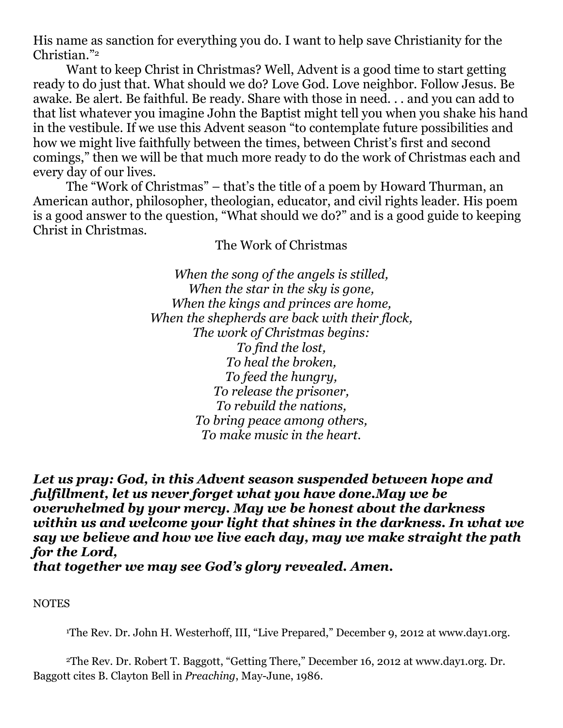His name as sanction for everything you do. I want to help save Christianity for the Christian."[2]

Want to keep Christ in Christmas? Well, Advent is a good time to start getting ready to do just that. What should we do? Love God. Love neighbor. Follow Jesus. Be awake. Be alert. Be faithful. Be ready. Share with those in need. . . and you can add to that list whatever you imagine John the Baptist might tell you when you shake his hand in the vestibule. If we use this Advent season "to contemplate future possibilities and how we might live faithfully between the times, between Christ's first and second comings," then we will be that much more ready to do the work of Christmas each and every day of our lives.

The "Work of Christmas" – that's the title of a poem by Howard Thurman, an American author, philosopher, theologian, educator, and civil rights leader. His poem is a good answer to the question, "What should we do?" and is a good guide to keeping Christ in Christmas.

The Work of Christmas

*When the song of the angels is stilled,*
*When the star in the sky is gone,*
*When the kings and princes are home,*
*When the shepherds are back with their flock,*
*The work of Christmas begins:*
*To find the lost,*
*To heal the broken,*
*To feed the hungry,*
*To release the prisoner,*
*To rebuild the nations,*
*To bring peace among others,*
*To make music in the heart.*

***Let us pray: God, in this Advent season suspended between hope and fulfillment, let us never forget what you have done.May we be overwhelmed by your mercy. May we be honest about the darkness within us and welcome your light that shines in the darkness. In what we say we believe and how we live each day, may we make straight the path for the Lord,***
***that together we may see God's glory revealed. Amen.***

NOTES

[1]The Rev. Dr. John H. Westerhoff, III, "Live Prepared," December 9, 2012 at www.day1.org.

[2]The Rev. Dr. Robert T. Baggott, "Getting There," December 16, 2012 at www.day1.org. Dr. Baggott cites B. Clayton Bell in *Preaching*, May-June, 1986.